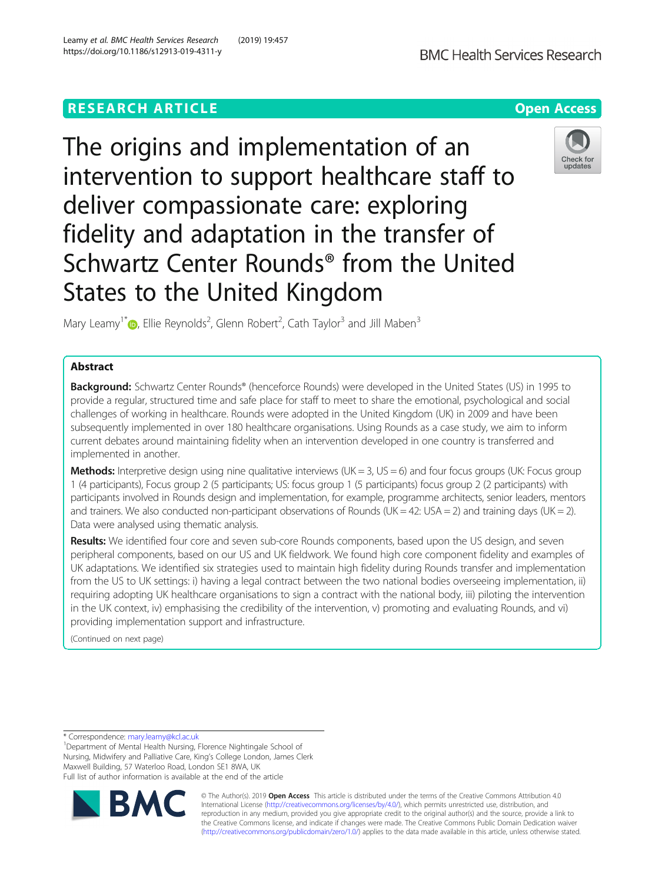RESEARCH ARTICLE

Open Access

# The origins and implementation of an intervention to support healthcare staff to deliver compassionate care: exploring fidelity and adaptation in the transfer of Schwartz Center Rounds® from the United States to the United Kingdom

Mary Leamy[1*], Ellie Reynolds[2], Glenn Robert[2], Cath Taylor[3] and Jill Maben[3]

## Abstract

**Background:** Schwartz Center Rounds® (henceforce Rounds) were developed in the United States (US) in 1995 to provide a regular, structured time and safe place for staff to meet to share the emotional, psychological and social challenges of working in healthcare. Rounds were adopted in the United Kingdom (UK) in 2009 and have been subsequently implemented in over 180 healthcare organisations. Using Rounds as a case study, we aim to inform current debates around maintaining fidelity when an intervention developed in one country is transferred and implemented in another.

**Methods:** Interpretive design using nine qualitative interviews (UK = 3, US = 6) and four focus groups (UK: Focus group 1 (4 participants), Focus group 2 (5 participants; US: focus group 1 (5 participants) focus group 2 (2 participants) with participants involved in Rounds design and implementation, for example, programme architects, senior leaders, mentors and trainers. We also conducted non-participant observations of Rounds (UK = 42: USA = 2) and training days (UK = 2). Data were analysed using thematic analysis.

**Results:** We identified four core and seven sub-core Rounds components, based upon the US design, and seven peripheral components, based on our US and UK fieldwork. We found high core component fidelity and examples of UK adaptations. We identified six strategies used to maintain high fidelity during Rounds transfer and implementation from the US to UK settings: i) having a legal contract between the two national bodies overseeing implementation, ii) requiring adopting UK healthcare organisations to sign a contract with the national body, iii) piloting the intervention in the UK context, iv) emphasising the credibility of the intervention, v) promoting and evaluating Rounds, and vi) providing implementation support and infrastructure.

(Continued on next page)

* Correspondence: mary.leamy@kcl.ac.uk
[1]Department of Mental Health Nursing, Florence Nightingale School of Nursing, Midwifery and Palliative Care, King's College London, James Clerk Maxwell Building, 57 Waterloo Road, London SE1 8WA, UK
Full list of author information is available at the end of the article

© The Author(s). 2019 **Open Access** This article is distributed under the terms of the Creative Commons Attribution 4.0 International License (http://creativecommons.org/licenses/by/4.0/), which permits unrestricted use, distribution, and reproduction in any medium, provided you give appropriate credit to the original author(s) and the source, provide a link to the Creative Commons license, and indicate if changes were made. The Creative Commons Public Domain Dedication waiver (http://creativecommons.org/publicdomain/zero/1.0/) applies to the data made available in this article, unless otherwise stated.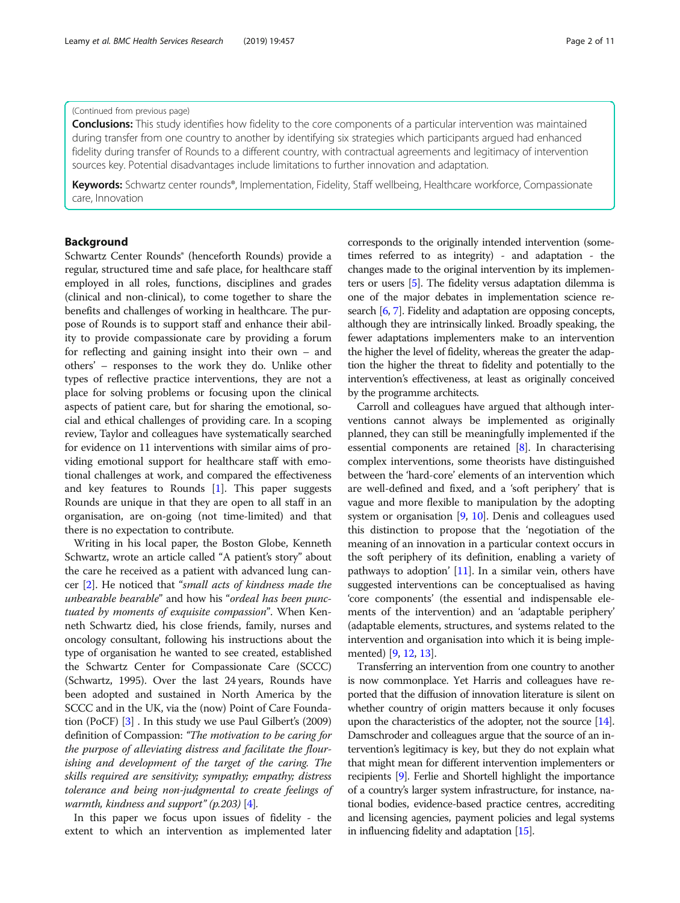(Continued from previous page)

**Conclusions:** This study identifies how fidelity to the core components of a particular intervention was maintained during transfer from one country to another by identifying six strategies which participants argued had enhanced fidelity during transfer of Rounds to a different country, with contractual agreements and legitimacy of intervention sources key. Potential disadvantages include limitations to further innovation and adaptation.

**Keywords:** Schwartz center rounds®, Implementation, Fidelity, Staff wellbeing, Healthcare workforce, Compassionate care, Innovation

## Background

Schwartz Center Rounds® (henceforth Rounds) provide a regular, structured time and safe place, for healthcare staff employed in all roles, functions, disciplines and grades (clinical and non-clinical), to come together to share the benefits and challenges of working in healthcare. The purpose of Rounds is to support staff and enhance their ability to provide compassionate care by providing a forum for reflecting and gaining insight into their own – and others' – responses to the work they do. Unlike other types of reflective practice interventions, they are not a place for solving problems or focusing upon the clinical aspects of patient care, but for sharing the emotional, social and ethical challenges of providing care. In a scoping review, Taylor and colleagues have systematically searched for evidence on 11 interventions with similar aims of providing emotional support for healthcare staff with emotional challenges at work, and compared the effectiveness and key features to Rounds [1]. This paper suggests Rounds are unique in that they are open to all staff in an organisation, are on-going (not time-limited) and that there is no expectation to contribute.

Writing in his local paper, the Boston Globe, Kenneth Schwartz, wrote an article called "A patient's story" about the care he received as a patient with advanced lung cancer [2]. He noticed that "*small acts of kindness made the unbearable bearable*" and how his "*ordeal has been punctuated by moments of exquisite compassion*". When Kenneth Schwartz died, his close friends, family, nurses and oncology consultant, following his instructions about the type of organisation he wanted to see created, established the Schwartz Center for Compassionate Care (SCCC) (Schwartz, 1995). Over the last 24 years, Rounds have been adopted and sustained in North America by the SCCC and in the UK, via the (now) Point of Care Foundation (PoCF) [3] . In this study we use Paul Gilbert's (2009) definition of Compassion: *"The motivation to be caring for the purpose of alleviating distress and facilitate the flourishing and development of the target of the caring. The skills required are sensitivity; sympathy; empathy; distress tolerance and being non-judgmental to create feelings of warmth, kindness and support" (p.203)* [4].

In this paper we focus upon issues of fidelity - the extent to which an intervention as implemented later corresponds to the originally intended intervention (sometimes referred to as integrity) - and adaptation - the changes made to the original intervention by its implementers or users [5]. The fidelity versus adaptation dilemma is one of the major debates in implementation science research [6, 7]. Fidelity and adaptation are opposing concepts, although they are intrinsically linked. Broadly speaking, the fewer adaptations implementers make to an intervention the higher the level of fidelity, whereas the greater the adaption the higher the threat to fidelity and potentially to the intervention's effectiveness, at least as originally conceived by the programme architects.

Carroll and colleagues have argued that although interventions cannot always be implemented as originally planned, they can still be meaningfully implemented if the essential components are retained [8]. In characterising complex interventions, some theorists have distinguished between the 'hard-core' elements of an intervention which are well-defined and fixed, and a 'soft periphery' that is vague and more flexible to manipulation by the adopting system or organisation [9, 10]. Denis and colleagues used this distinction to propose that the 'negotiation of the meaning of an innovation in a particular context occurs in the soft periphery of its definition, enabling a variety of pathways to adoption' [11]. In a similar vein, others have suggested interventions can be conceptualised as having 'core components' (the essential and indispensable elements of the intervention) and an 'adaptable periphery' (adaptable elements, structures, and systems related to the intervention and organisation into which it is being implemented) [9, 12, 13].

Transferring an intervention from one country to another is now commonplace. Yet Harris and colleagues have reported that the diffusion of innovation literature is silent on whether country of origin matters because it only focuses upon the characteristics of the adopter, not the source [14]. Damschroder and colleagues argue that the source of an intervention's legitimacy is key, but they do not explain what that might mean for different intervention implementers or recipients [9]. Ferlie and Shortell highlight the importance of a country's larger system infrastructure, for instance, national bodies, evidence-based practice centres, accrediting and licensing agencies, payment policies and legal systems in influencing fidelity and adaptation [15].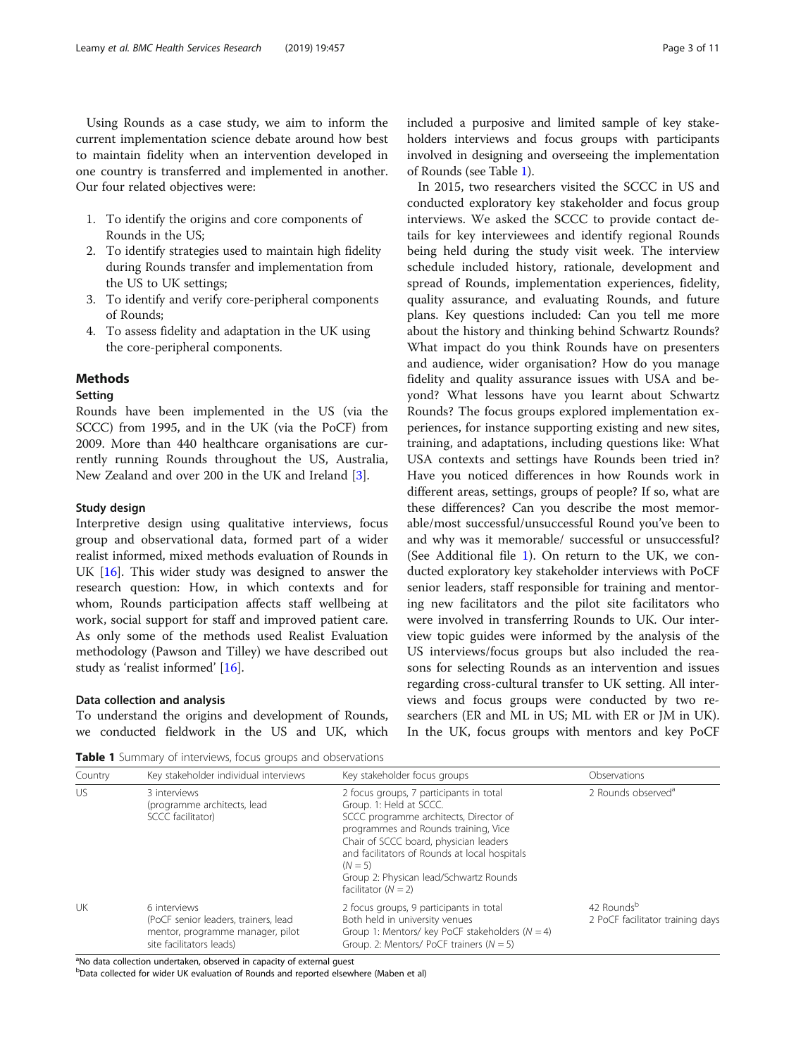Using Rounds as a case study, we aim to inform the current implementation science debate around how best to maintain fidelity when an intervention developed in one country is transferred and implemented in another. Our four related objectives were:

1. To identify the origins and core components of Rounds in the US;
2. To identify strategies used to maintain high fidelity during Rounds transfer and implementation from the US to UK settings;
3. To identify and verify core-peripheral components of Rounds;
4. To assess fidelity and adaptation in the UK using the core-peripheral components.

## Methods

### Setting

Rounds have been implemented in the US (via the SCCC) from 1995, and in the UK (via the PoCF) from 2009. More than 440 healthcare organisations are currently running Rounds throughout the US, Australia, New Zealand and over 200 in the UK and Ireland [3].

### Study design

Interpretive design using qualitative interviews, focus group and observational data, formed part of a wider realist informed, mixed methods evaluation of Rounds in UK [16]. This wider study was designed to answer the research question: How, in which contexts and for whom, Rounds participation affects staff wellbeing at work, social support for staff and improved patient care. As only some of the methods used Realist Evaluation methodology (Pawson and Tilley) we have described out study as 'realist informed' [16].

### Data collection and analysis

To understand the origins and development of Rounds, we conducted fieldwork in the US and UK, which included a purposive and limited sample of key stakeholders interviews and focus groups with participants involved in designing and overseeing the implementation of Rounds (see Table 1).

In 2015, two researchers visited the SCCC in US and conducted exploratory key stakeholder and focus group interviews. We asked the SCCC to provide contact details for key interviewees and identify regional Rounds being held during the study visit week. The interview schedule included history, rationale, development and spread of Rounds, implementation experiences, fidelity, quality assurance, and evaluating Rounds, and future plans. Key questions included: Can you tell me more about the history and thinking behind Schwartz Rounds? What impact do you think Rounds have on presenters and audience, wider organisation? How do you manage fidelity and quality assurance issues with USA and beyond? What lessons have you learnt about Schwartz Rounds? The focus groups explored implementation experiences, for instance supporting existing and new sites, training, and adaptations, including questions like: What USA contexts and settings have Rounds been tried in? Have you noticed differences in how Rounds work in different areas, settings, groups of people? If so, what are these differences? Can you describe the most memorable/most successful/unsuccessful Round you've been to and why was it memorable/ successful or unsuccessful? (See Additional file 1). On return to the UK, we conducted exploratory key stakeholder interviews with PoCF senior leaders, staff responsible for training and mentoring new facilitators and the pilot site facilitators who were involved in transferring Rounds to UK. Our interview topic guides were informed by the analysis of the US interviews/focus groups but also included the reasons for selecting Rounds as an intervention and issues regarding cross-cultural transfer to UK setting. All interviews and focus groups were conducted by two researchers (ER and ML in US; ML with ER or JM in UK). In the UK, focus groups with mentors and key PoCF

**Table 1** Summary of interviews, focus groups and observations

| Country | Key stakeholder individual interviews | Key stakeholder focus groups | Observations |
|---|---|---|---|
| US | 3 interviews (programme architects, lead SCCC facilitator) | 2 focus groups, 7 participants in total<br>Group. 1: Held at SCCC.<br>SCCC programme architects, Director of programmes and Rounds training, Vice Chair of SCCC board, physician leaders and facilitators of Rounds at local hospitals ($N = 5$)<br>Group 2: Physican lead/Schwartz Rounds facilitator ($N = 2$) | 2 Rounds observed[a] |
| UK | 6 interviews (PoCF senior leaders, trainers, lead mentor, programme manager, pilot site facilitators leads) | 2 focus groups, 9 participants in total<br>Both held in university venues<br>Group 1: Mentors/ key PoCF stakeholders ($N = 4$)<br>Group. 2: Mentors/ PoCF trainers ($N = 5$) | 42 Rounds[b]<br>2 PoCF facilitator training days |

[a]No data collection undertaken, observed in capacity of external guest
[b]Data collected for wider UK evaluation of Rounds and reported elsewhere (Maben et al)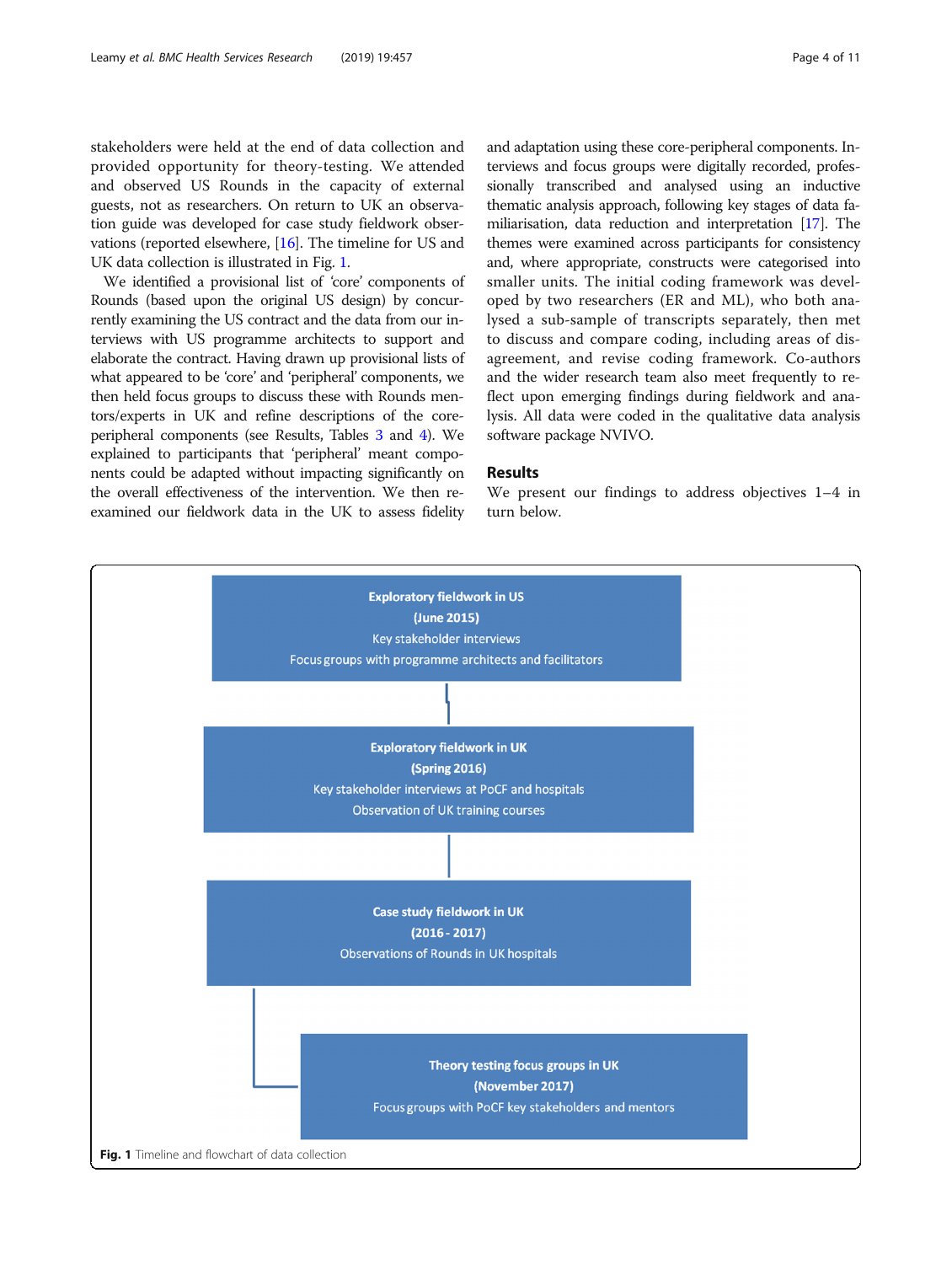stakeholders were held at the end of data collection and provided opportunity for theory-testing. We attended and observed US Rounds in the capacity of external guests, not as researchers. On return to UK an observation guide was developed for case study fieldwork observations (reported elsewhere, [16]. The timeline for US and UK data collection is illustrated in Fig. 1.

We identified a provisional list of 'core' components of Rounds (based upon the original US design) by concurrently examining the US contract and the data from our interviews with US programme architects to support and elaborate the contract. Having drawn up provisional lists of what appeared to be 'core' and 'peripheral' components, we then held focus groups to discuss these with Rounds mentors/experts in UK and refine descriptions of the core-peripheral components (see Results, Tables 3 and 4). We explained to participants that 'peripheral' meant components could be adapted without impacting significantly on the overall effectiveness of the intervention. We then re-examined our fieldwork data in the UK to assess fidelity and adaptation using these core-peripheral components. Interviews and focus groups were digitally recorded, professionally transcribed and analysed using an inductive thematic analysis approach, following key stages of data familiarisation, data reduction and interpretation [17]. The themes were examined across participants for consistency and, where appropriate, constructs were categorised into smaller units. The initial coding framework was developed by two researchers (ER and ML), who both analysed a sub-sample of transcripts separately, then met to discuss and compare coding, including areas of disagreement, and revise coding framework. Co-authors and the wider research team also meet frequently to reflect upon emerging findings during fieldwork and analysis. All data were coded in the qualitative data analysis software package NVIVO.

## Results

We present our findings to address objectives 1–4 in turn below.

**Exploratory fieldwork in US**
**(June 2015)**
Key stakeholder interviews
Focus groups with programme architects and facilitators

**Exploratory fieldwork in UK**
**(Spring 2016)**
Key stakeholder interviews at PoCF and hospitals
Observation of UK training courses

**Case study fieldwork in UK**
**(2016 - 2017)**
Observations of Rounds in UK hospitals

**Theory testing focus groups in UK**
**(November 2017)**
Focus groups with PoCF key stakeholders and mentors

**Fig. 1** Timeline and flowchart of data collection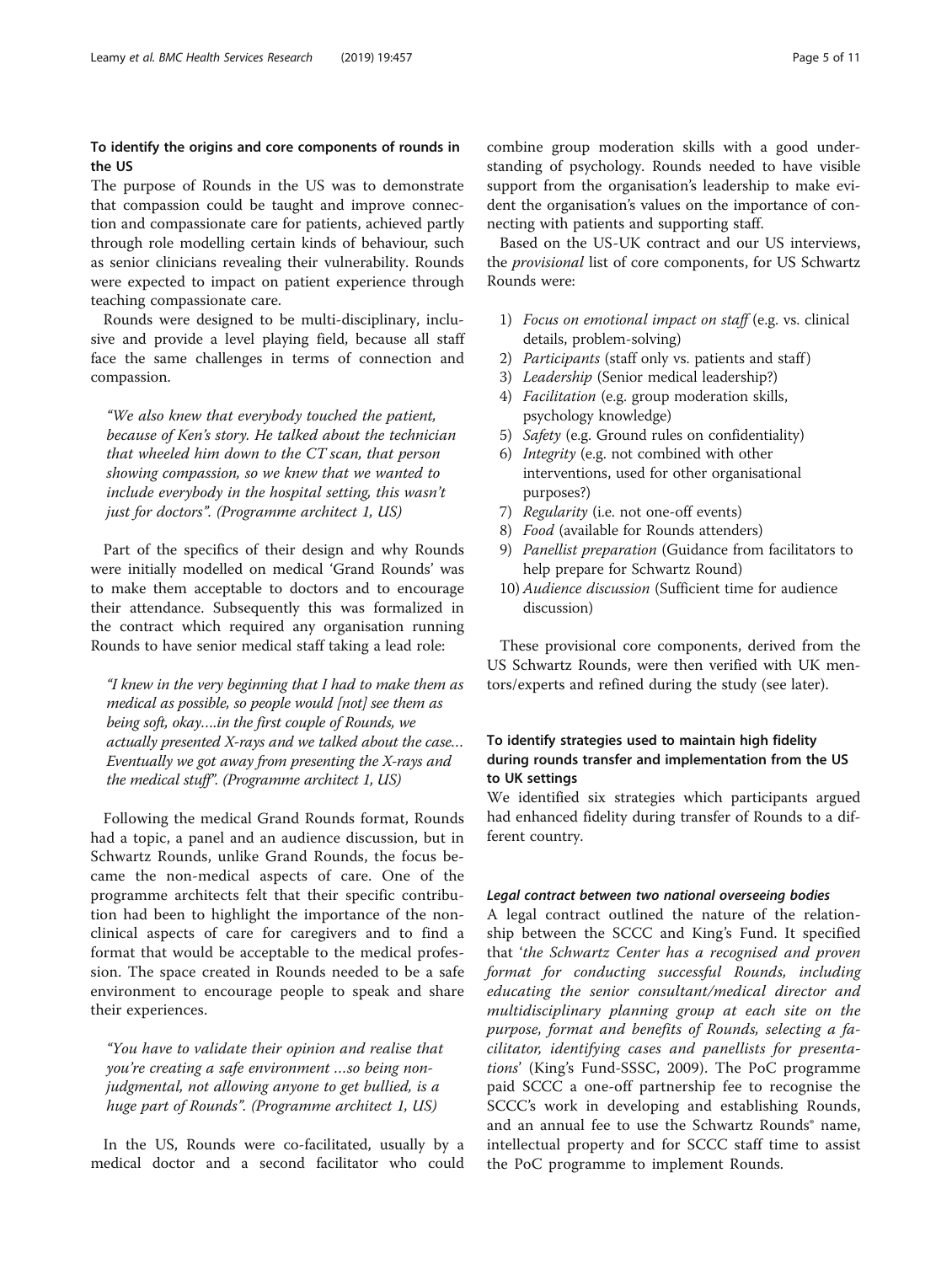### To identify the origins and core components of rounds in the US

The purpose of Rounds in the US was to demonstrate that compassion could be taught and improve connection and compassionate care for patients, achieved partly through role modelling certain kinds of behaviour, such as senior clinicians revealing their vulnerability. Rounds were expected to impact on patient experience through teaching compassionate care.

Rounds were designed to be multi-disciplinary, inclusive and provide a level playing field, because all staff face the same challenges in terms of connection and compassion.

> *"We also knew that everybody touched the patient, because of Ken's story. He talked about the technician that wheeled him down to the CT scan, that person showing compassion, so we knew that we wanted to include everybody in the hospital setting, this wasn't just for doctors". (Programme architect 1, US)*

Part of the specifics of their design and why Rounds were initially modelled on medical 'Grand Rounds' was to make them acceptable to doctors and to encourage their attendance. Subsequently this was formalized in the contract which required any organisation running Rounds to have senior medical staff taking a lead role:

> *"I knew in the very beginning that I had to make them as medical as possible, so people would [not] see them as being soft, okay….in the first couple of Rounds, we actually presented X-rays and we talked about the case… Eventually we got away from presenting the X-rays and the medical stuff". (Programme architect 1, US)*

Following the medical Grand Rounds format, Rounds had a topic, a panel and an audience discussion, but in Schwartz Rounds, unlike Grand Rounds, the focus became the non-medical aspects of care. One of the programme architects felt that their specific contribution had been to highlight the importance of the non-clinical aspects of care for caregivers and to find a format that would be acceptable to the medical profession. The space created in Rounds needed to be a safe environment to encourage people to speak and share their experiences.

> *"You have to validate their opinion and realise that you're creating a safe environment …so being non-judgmental, not allowing anyone to get bullied, is a huge part of Rounds". (Programme architect 1, US)*

In the US, Rounds were co-facilitated, usually by a medical doctor and a second facilitator who could combine group moderation skills with a good understanding of psychology. Rounds needed to have visible support from the organisation's leadership to make evident the organisation's values on the importance of connecting with patients and supporting staff.

Based on the US-UK contract and our US interviews, the *provisional* list of core components, for US Schwartz Rounds were:

1) *Focus on emotional impact on staff* (e.g. vs. clinical details, problem-solving)
2) *Participants* (staff only vs. patients and staff)
3) *Leadership* (Senior medical leadership?)
4) *Facilitation* (e.g. group moderation skills, psychology knowledge)
5) *Safety* (e.g. Ground rules on confidentiality)
6) *Integrity* (e.g. not combined with other interventions, used for other organisational purposes?)
7) *Regularity* (i.e. not one-off events)
8) *Food* (available for Rounds attenders)
9) *Panellist preparation* (Guidance from facilitators to help prepare for Schwartz Round)
10) *Audience discussion* (Sufficient time for audience discussion)

These provisional core components, derived from the US Schwartz Rounds, were then verified with UK mentors/experts and refined during the study (see later).

### To identify strategies used to maintain high fidelity during rounds transfer and implementation from the US to UK settings

We identified six strategies which participants argued had enhanced fidelity during transfer of Rounds to a different country.

#### *Legal contract between two national overseeing bodies*

A legal contract outlined the nature of the relationship between the SCCC and King's Fund. It specified that '*the Schwartz Center has a recognised and proven format for conducting successful Rounds, including educating the senior consultant/medical director and multidisciplinary planning group at each site on the purpose, format and benefits of Rounds, selecting a facilitator, identifying cases and panellists for presentations*' (King's Fund-SSSC, 2009). The PoC programme paid SCCC a one-off partnership fee to recognise the SCCC's work in developing and establishing Rounds, and an annual fee to use the Schwartz Rounds® name, intellectual property and for SCCC staff time to assist the PoC programme to implement Rounds.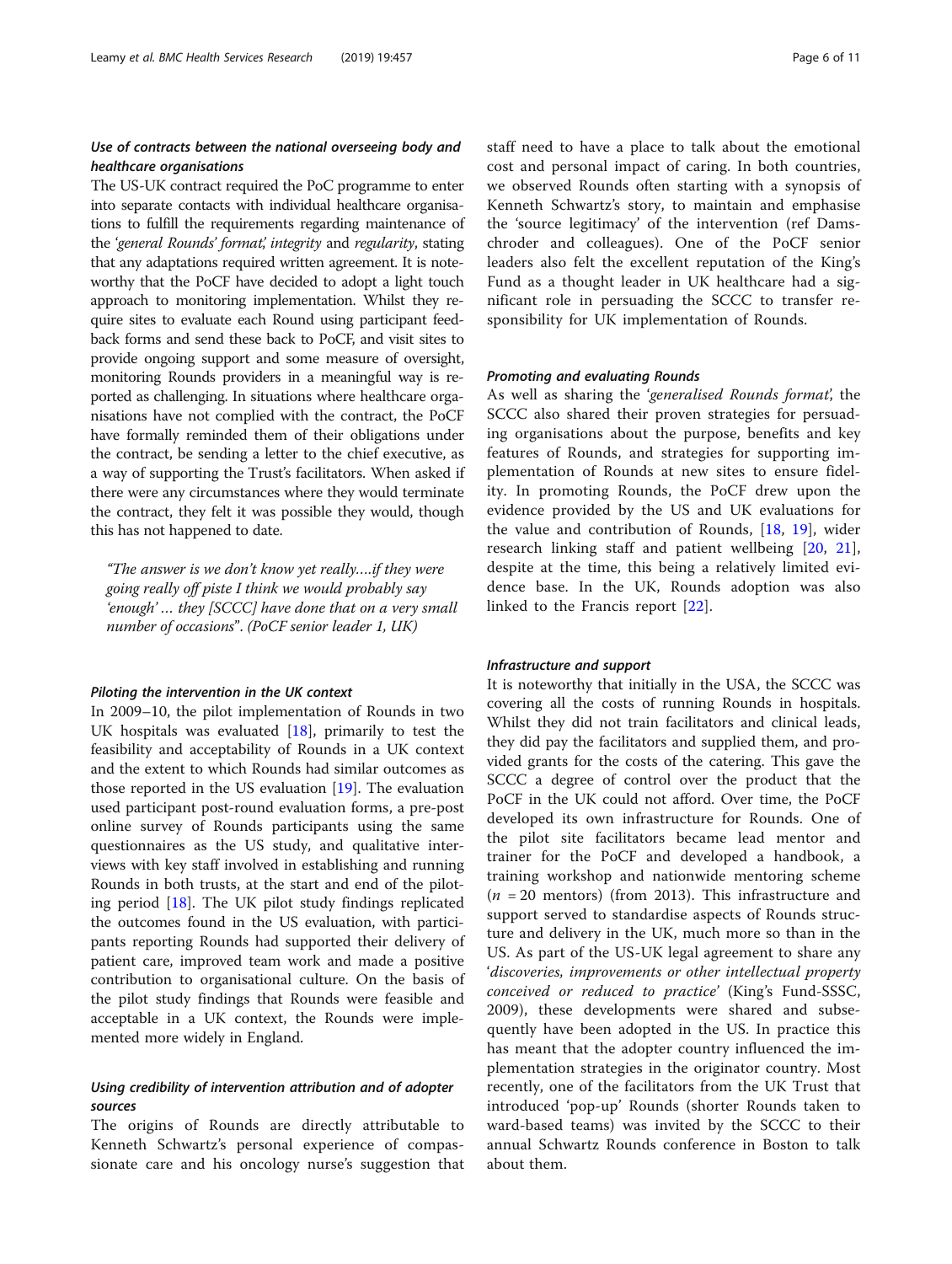#### *Use of contracts between the national overseeing body and healthcare organisations*

The US-UK contract required the PoC programme to enter into separate contacts with individual healthcare organisations to fulfill the requirements regarding maintenance of the '*general Rounds' format*', *integrity* and *regularity*, stating that any adaptations required written agreement. It is noteworthy that the PoCF have decided to adopt a light touch approach to monitoring implementation. Whilst they require sites to evaluate each Round using participant feedback forms and send these back to PoCF, and visit sites to provide ongoing support and some measure of oversight, monitoring Rounds providers in a meaningful way is reported as challenging. In situations where healthcare organisations have not complied with the contract, the PoCF have formally reminded them of their obligations under the contract, be sending a letter to the chief executive, as a way of supporting the Trust's facilitators. When asked if there were any circumstances where they would terminate the contract, they felt it was possible they would, though this has not happened to date.

> *"The answer is we don't know yet really….if they were going really off piste I think we would probably say 'enough' … they [SCCC] have done that on a very small number of occasions"*. *(PoCF senior leader 1, UK)*

#### *Piloting the intervention in the UK context*

In 2009–10, the pilot implementation of Rounds in two UK hospitals was evaluated [18], primarily to test the feasibility and acceptability of Rounds in a UK context and the extent to which Rounds had similar outcomes as those reported in the US evaluation [19]. The evaluation used participant post-round evaluation forms, a pre-post online survey of Rounds participants using the same questionnaires as the US study, and qualitative interviews with key staff involved in establishing and running Rounds in both trusts, at the start and end of the piloting period [18]. The UK pilot study findings replicated the outcomes found in the US evaluation, with participants reporting Rounds had supported their delivery of patient care, improved team work and made a positive contribution to organisational culture. On the basis of the pilot study findings that Rounds were feasible and acceptable in a UK context, the Rounds were implemented more widely in England.

#### *Using credibility of intervention attribution and of adopter sources*

The origins of Rounds are directly attributable to Kenneth Schwartz's personal experience of compassionate care and his oncology nurse's suggestion that staff need to have a place to talk about the emotional cost and personal impact of caring. In both countries, we observed Rounds often starting with a synopsis of Kenneth Schwartz's story, to maintain and emphasise the 'source legitimacy' of the intervention (ref Damschroder and colleagues). One of the PoCF senior leaders also felt the excellent reputation of the King's Fund as a thought leader in UK healthcare had a significant role in persuading the SCCC to transfer responsibility for UK implementation of Rounds.

#### *Promoting and evaluating Rounds*

As well as sharing the '*generalised Rounds format*', the SCCC also shared their proven strategies for persuading organisations about the purpose, benefits and key features of Rounds, and strategies for supporting implementation of Rounds at new sites to ensure fidelity. In promoting Rounds, the PoCF drew upon the evidence provided by the US and UK evaluations for the value and contribution of Rounds, [18, 19], wider research linking staff and patient wellbeing [20, 21], despite at the time, this being a relatively limited evidence base. In the UK, Rounds adoption was also linked to the Francis report [22].

#### *Infrastructure and support*

It is noteworthy that initially in the USA, the SCCC was covering all the costs of running Rounds in hospitals. Whilst they did not train facilitators and clinical leads, they did pay the facilitators and supplied them, and provided grants for the costs of the catering. This gave the SCCC a degree of control over the product that the PoCF in the UK could not afford. Over time, the PoCF developed its own infrastructure for Rounds. One of the pilot site facilitators became lead mentor and trainer for the PoCF and developed a handbook, a training workshop and nationwide mentoring scheme ($n$ = 20 mentors) (from 2013). This infrastructure and support served to standardise aspects of Rounds structure and delivery in the UK, much more so than in the US. As part of the US-UK legal agreement to share any '*discoveries, improvements or other intellectual property conceived or reduced to practice*' (King's Fund-SSSC, 2009), these developments were shared and subsequently have been adopted in the US. In practice this has meant that the adopter country influenced the implementation strategies in the originator country. Most recently, one of the facilitators from the UK Trust that introduced 'pop-up' Rounds (shorter Rounds taken to ward-based teams) was invited by the SCCC to their annual Schwartz Rounds conference in Boston to talk about them.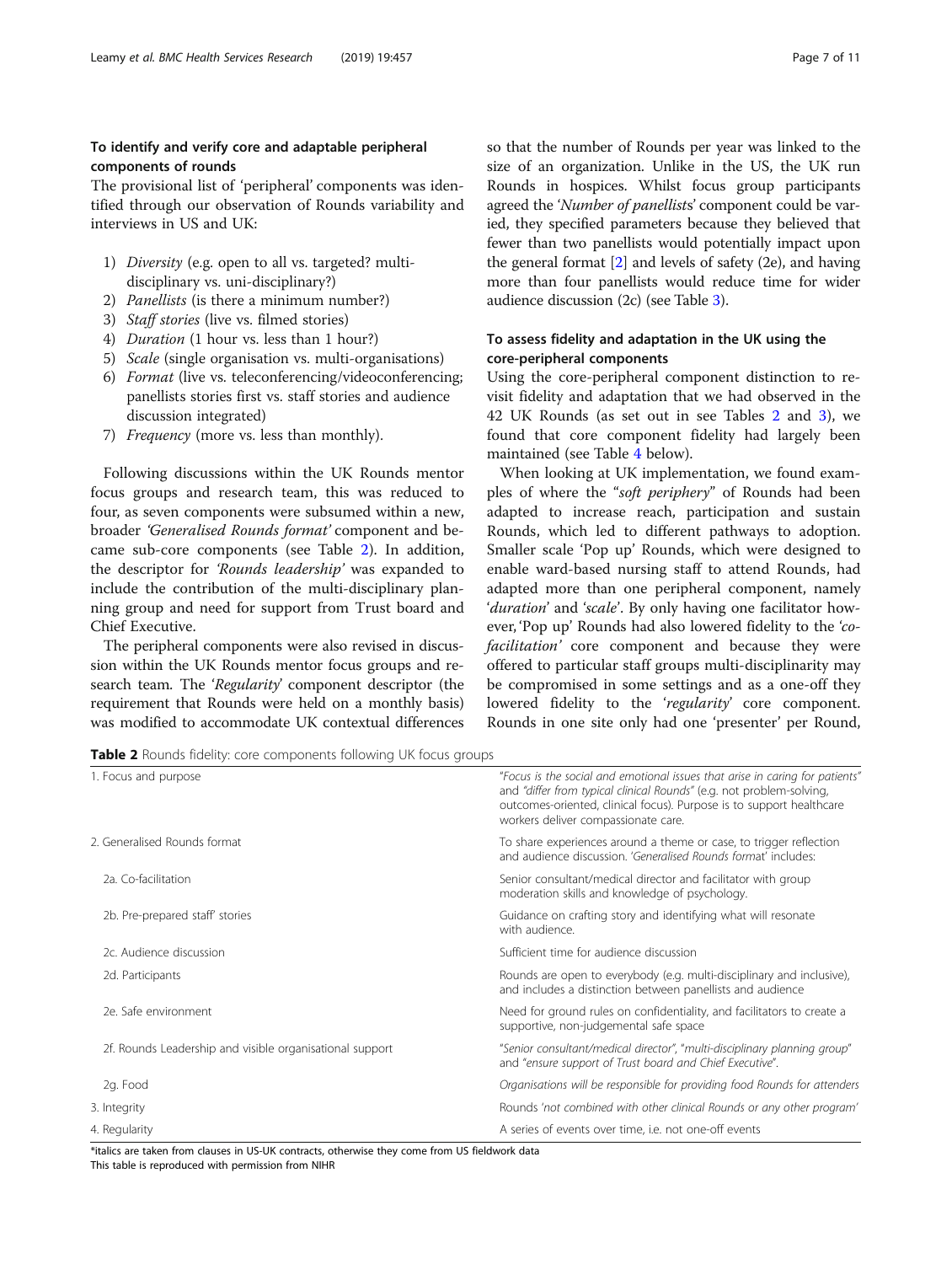### To identify and verify core and adaptable peripheral components of rounds

The provisional list of 'peripheral' components was identified through our observation of Rounds variability and interviews in US and UK:

1) *Diversity* (e.g. open to all vs. targeted? multi-disciplinary vs. uni-disciplinary?)
2) *Panellists* (is there a minimum number?)
3) *Staff stories* (live vs. filmed stories)
4) *Duration* (1 hour vs. less than 1 hour?)
5) *Scale* (single organisation vs. multi-organisations)
6) *Format* (live vs. teleconferencing/videoconferencing; panellists stories first vs. staff stories and audience discussion integrated)
7) *Frequency* (more vs. less than monthly).

Following discussions within the UK Rounds mentor focus groups and research team, this was reduced to four, as seven components were subsumed within a new, broader *'Generalised Rounds format'* component and became sub-core components (see Table 2). In addition, the descriptor for *'Rounds leadership'* was expanded to include the contribution of the multi-disciplinary planning group and need for support from Trust board and Chief Executive.

The peripheral components were also revised in discussion within the UK Rounds mentor focus groups and research team. The '*Regularity*' component descriptor (the requirement that Rounds were held on a monthly basis) was modified to accommodate UK contextual differences so that the number of Rounds per year was linked to the size of an organization. Unlike in the US, the UK run Rounds in hospices. Whilst focus group participants agreed the '*Number of panellists*' component could be varied, they specified parameters because they believed that fewer than two panellists would potentially impact upon the general format [2] and levels of safety (2e), and having more than four panellists would reduce time for wider audience discussion (2c) (see Table 3).

### To assess fidelity and adaptation in the UK using the core-peripheral components

Using the core-peripheral component distinction to revisit fidelity and adaptation that we had observed in the 42 UK Rounds (as set out in see Tables 2 and 3), we found that core component fidelity had largely been maintained (see Table 4 below).

When looking at UK implementation, we found examples of where the "*soft periphery*" of Rounds had been adapted to increase reach, participation and sustain Rounds, which led to different pathways to adoption. Smaller scale 'Pop up' Rounds, which were designed to enable ward-based nursing staff to attend Rounds, had adapted more than one peripheral component, namely '*duration*' and '*scale*'. By only having one facilitator however, 'Pop up' Rounds had also lowered fidelity to the '*co-facilitation*' core component and because they were offered to particular staff groups multi-disciplinarity may be compromised in some settings and as a one-off they lowered fidelity to the '*regularity*' core component. Rounds in one site only had one 'presenter' per Round,

**Table 2** Rounds fidelity: core components following UK focus groups

| | |
|---|---|
| 1. Focus and purpose | "*Focus is the social and emotional issues that arise in caring for patients*" and "*differ from typical clinical Rounds*" (e.g. not problem-solving, outcomes-oriented, clinical focus). Purpose is to support healthcare workers deliver compassionate care. |
| 2. Generalised Rounds format | To share experiences around a theme or case, to trigger reflection and audience discussion. '*Generalised Rounds format*' includes: |
| 2a. Co-facilitation | Senior consultant/medical director and facilitator with group moderation skills and knowledge of psychology. |
| 2b. Pre-prepared staff' stories | Guidance on crafting story and identifying what will resonate with audience. |
| 2c. Audience discussion | Sufficient time for audience discussion |
| 2d. Participants | Rounds are open to everybody (e.g. multi-disciplinary and inclusive), and includes a distinction between panellists and audience |
| 2e. Safe environment | Need for ground rules on confidentiality, and facilitators to create a supportive, non-judgemental safe space |
| 2f. Rounds Leadership and visible organisational support | "*Senior consultant/medical director*", "*multi-disciplinary planning group*" and "*ensure support of Trust board and Chief Executive*". |
| 2g. Food | *Organisations will be responsible for providing food Rounds for attenders* |
| 3. Integrity | Rounds '*not combined with other clinical Rounds or any other program*' |
| 4. Regularity | A series of events over time, i.e. not one-off events |

*italics are taken from clauses in US-UK contracts, otherwise they come from US fieldwork data
This table is reproduced with permission from NIHR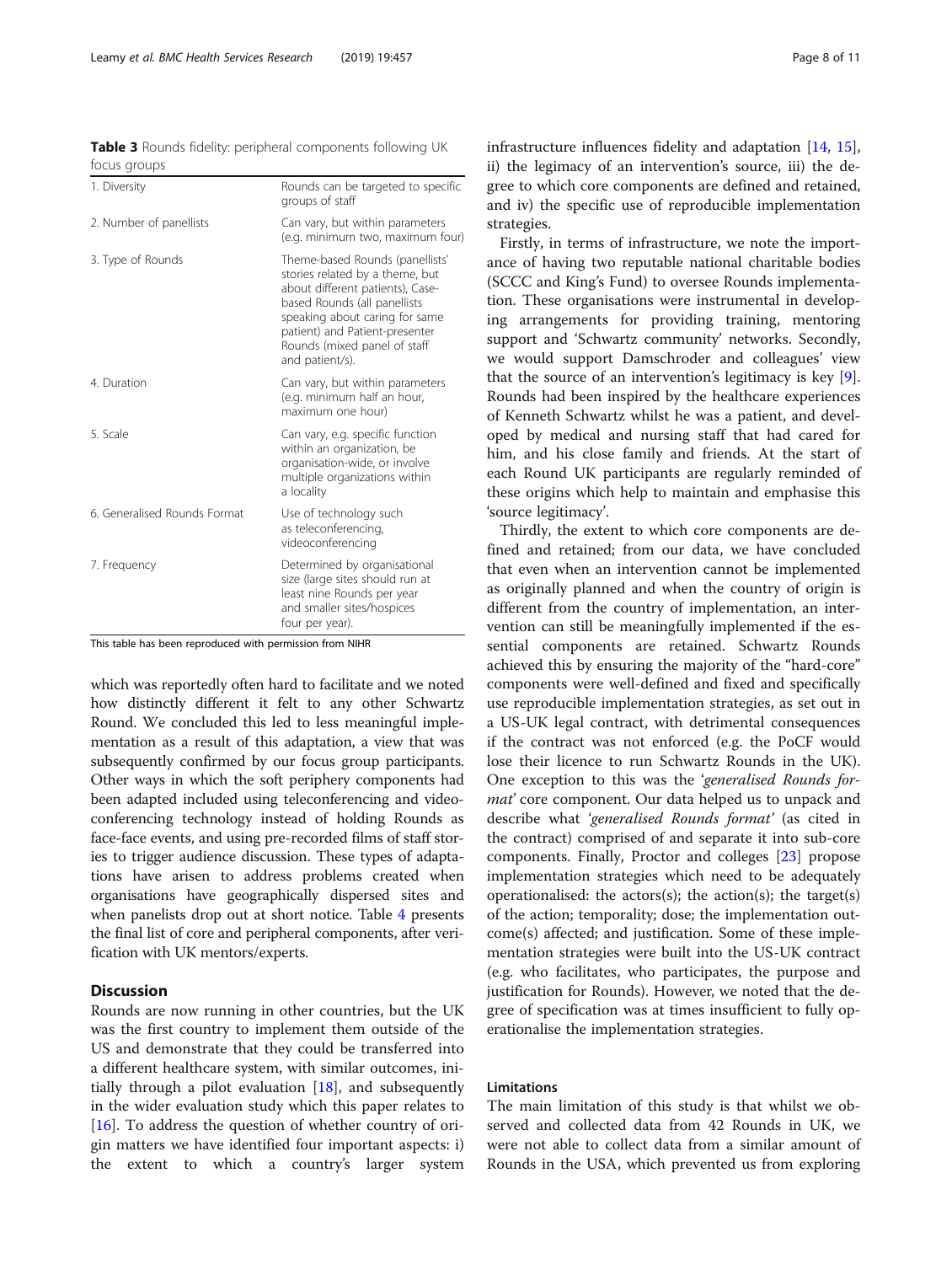**Table 3** Rounds fidelity: peripheral components following UK focus groups

| | |
|---|---|
| 1. Diversity | Rounds can be targeted to specific groups of staff |
| 2. Number of panellists | Can vary, but within parameters (e.g. minimum two, maximum four) |
| 3. Type of Rounds | Theme-based Rounds (panellists' stories related by a theme, but about different patients), Case-based Rounds (all panellists speaking about caring for same patient) and Patient-presenter Rounds (mixed panel of staff and patient/s). |
| 4. Duration | Can vary, but within parameters (e.g. minimum half an hour, maximum one hour) |
| 5. Scale | Can vary, e.g. specific function within an organization, be organisation-wide, or involve multiple organizations within a locality |
| 6. Generalised Rounds Format | Use of technology such as teleconferencing, videoconferencing |
| 7. Frequency | Determined by organisational size (large sites should run at least nine Rounds per year and smaller sites/hospices four per year). |

This table has been reproduced with permission from NIHR

which was reportedly often hard to facilitate and we noted how distinctly different it felt to any other Schwartz Round. We concluded this led to less meaningful implementation as a result of this adaptation, a view that was subsequently confirmed by our focus group participants. Other ways in which the soft periphery components had been adapted included using teleconferencing and videoconferencing technology instead of holding Rounds as face-face events, and using pre-recorded films of staff stories to trigger audience discussion. These types of adaptations have arisen to address problems created when organisations have geographically dispersed sites and when panelists drop out at short notice. Table 4 presents the final list of core and peripheral components, after verification with UK mentors/experts.

## Discussion

Rounds are now running in other countries, but the UK was the first country to implement them outside of the US and demonstrate that they could be transferred into a different healthcare system, with similar outcomes, initially through a pilot evaluation [18], and subsequently in the wider evaluation study which this paper relates to [16]. To address the question of whether country of origin matters we have identified four important aspects: i) the extent to which a country's larger system infrastructure influences fidelity and adaptation [14, 15], ii) the legimacy of an intervention's source, iii) the degree to which core components are defined and retained, and iv) the specific use of reproducible implementation strategies.

Firstly, in terms of infrastructure, we note the importance of having two reputable national charitable bodies (SCCC and King's Fund) to oversee Rounds implementation. These organisations were instrumental in developing arrangements for providing training, mentoring support and 'Schwartz community' networks. Secondly, we would support Damschroder and colleagues' view that the source of an intervention's legitimacy is key [9]. Rounds had been inspired by the healthcare experiences of Kenneth Schwartz whilst he was a patient, and developed by medical and nursing staff that had cared for him, and his close family and friends. At the start of each Round UK participants are regularly reminded of these origins which help to maintain and emphasise this 'source legitimacy'.

Thirdly, the extent to which core components are defined and retained; from our data, we have concluded that even when an intervention cannot be implemented as originally planned and when the country of origin is different from the country of implementation, an intervention can still be meaningfully implemented if the essential components are retained. Schwartz Rounds achieved this by ensuring the majority of the "hard-core" components were well-defined and fixed and specifically use reproducible implementation strategies, as set out in a US-UK legal contract, with detrimental consequences if the contract was not enforced (e.g. the PoCF would lose their licence to run Schwartz Rounds in the UK). One exception to this was the *'generalised Rounds format'* core component. Our data helped us to unpack and describe what *'generalised Rounds format'* (as cited in the contract) comprised of and separate it into sub-core components. Finally, Proctor and colleges [23] propose implementation strategies which need to be adequately operationalised: the actors(s); the action(s); the target(s) of the action; temporality; dose; the implementation outcome(s) affected; and justification. Some of these implementation strategies were built into the US-UK contract (e.g. who facilitates, who participates, the purpose and justification for Rounds). However, we noted that the degree of specification was at times insufficient to fully operationalise the implementation strategies.

### Limitations

The main limitation of this study is that whilst we observed and collected data from 42 Rounds in UK, we were not able to collect data from a similar amount of Rounds in the USA, which prevented us from exploring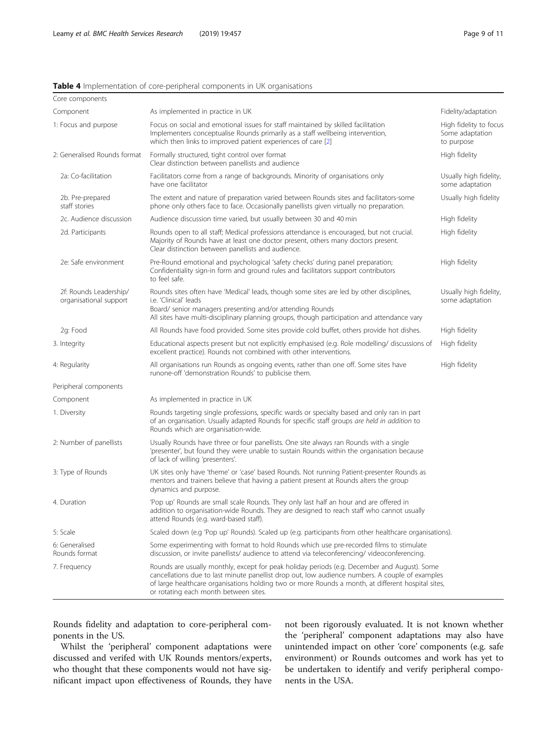**Table 4** Implementation of core-peripheral components in UK organisations

| Core components | | |
|---|---|---|
| Component | As implemented in practice in UK | Fidelity/adaptation |
| 1: Focus and purpose | Focus on social and emotional issues for staff maintained by skilled facilitation Implementers conceptualise Rounds primarily as a staff wellbeing intervention, which then links to improved patient experiences of care [2] | High fidelity to focus Some adaptation to purpose |
| 2: Generalised Rounds format | Formally structured, tight control over format Clear distinction between panellists and audience | High fidelity |
| 2a: Co-facilitation | Facilitators come from a range of backgrounds. Minority of organisations only have one facilitator | Usually high fidelity, some adaptation |
| 2b. Pre-prepared staff stories | The extent and nature of preparation varied between Rounds sites and facilitators-some phone only others face to face. Occasionally panellists given virtually no preparation. | Usually high fidelity |
| 2c. Audience discussion | Audience discussion time varied, but usually between 30 and 40 min | High fidelity |
| 2d. Participants | Rounds open to all staff; Medical professions attendance is encouraged, but not crucial. Majority of Rounds have at least one doctor present, others many doctors present. Clear distinction between panellists and audience. | High fidelity |
| 2e: Safe environment | Pre-Round emotional and psychological 'safety checks' during panel preparation; Confidentiality sign-in form and ground rules and facilitators support contributors to feel safe. | High fidelity |
| 2f: Rounds Leadership/ organisational support | Rounds sites often have 'Medical' leads, though some sites are led by other disciplines, i.e. 'Clinical' leads Board/ senior managers presenting and/or attending Rounds All sites have multi-disciplinary planning groups, though participation and attendance vary | Usually high fidelity, some adaptation |
| 2g: Food | All Rounds have food provided. Some sites provide cold buffet, others provide hot dishes. | High fidelity |
| 3. Integrity | Educational aspects present but not explicitly emphasised (e.g. Role modelling/ discussions of excellent practice). Rounds not combined with other interventions. | High fidelity |
| 4: Regularity | All organisations run Rounds as ongoing events, rather than one off. Some sites have runone-off 'demonstration Rounds' to publicise them. | High fidelity |
| Peripheral components | | |
| Component | As implemented in practice in UK | |
| 1. Diversity | Rounds targeting single professions, specific wards or specialty based and only ran in part of an organisation. Usually adapted Rounds for specific staff groups *are held in addition* to Rounds which are organisation-wide. | |
| 2: Number of panellists | Usually Rounds have three or four panellists. One site always ran Rounds with a single 'presenter', but found they were unable to sustain Rounds within the organisation because of lack of willing 'presenters'. | |
| 3: Type of Rounds | UK sites only have 'theme' or 'case' based Rounds. Not running Patient-presenter Rounds as mentors and trainers believe that having a patient present at Rounds alters the group dynamics and purpose. | |
| 4. Duration | 'Pop up' Rounds are small scale Rounds. They only last half an hour and are offered in addition to organisation-wide Rounds. They are designed to reach staff who cannot usually attend Rounds (e.g. ward-based staff). | |
| 5: Scale | Scaled down (e.g 'Pop up' Rounds). Scaled up (e.g. participants from other healthcare organisations). | |
| 6: Generalised Rounds format | Some experimenting with format to hold Rounds which use pre-recorded films to stimulate discussion, or invite panellists/ audience to attend via teleconferencing/ videoconferencing. | |
| 7. Frequency | Rounds are usually monthly, except for peak holiday periods (e.g. December and August). Some cancellations due to last minute panellist drop out, low audience numbers. A couple of examples of large healthcare organisations holding two or more Rounds a month, at different hospital sites, or rotating each month between sites. | |

Rounds fidelity and adaptation to core-peripheral components in the US.

Whilst the 'peripheral' component adaptations were discussed and verifed with UK Rounds mentors/experts, who thought that these components would not have significant impact upon effectiveness of Rounds, they have not been rigorously evaluated. It is not known whether the 'peripheral' component adaptations may also have unintended impact on other 'core' components (e.g. safe environment) or Rounds outcomes and work has yet to be undertaken to identify and verify peripheral components in the USA.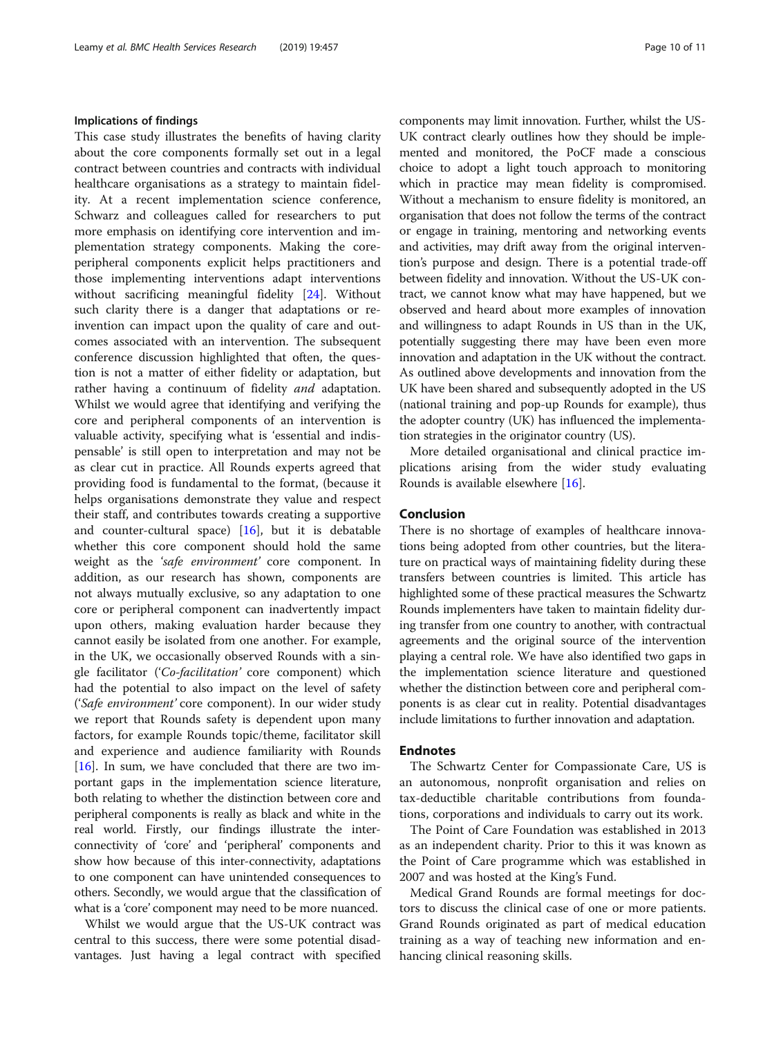### Implications of findings

This case study illustrates the benefits of having clarity about the core components formally set out in a legal contract between countries and contracts with individual healthcare organisations as a strategy to maintain fidelity. At a recent implementation science conference, Schwarz and colleagues called for researchers to put more emphasis on identifying core intervention and implementation strategy components. Making the core-peripheral components explicit helps practitioners and those implementing interventions adapt interventions without sacrificing meaningful fidelity [24]. Without such clarity there is a danger that adaptations or re-invention can impact upon the quality of care and outcomes associated with an intervention. The subsequent conference discussion highlighted that often, the question is not a matter of either fidelity or adaptation, but rather having a continuum of fidelity *and* adaptation. Whilst we would agree that identifying and verifying the core and peripheral components of an intervention is valuable activity, specifying what is 'essential and indispensable' is still open to interpretation and may not be as clear cut in practice. All Rounds experts agreed that providing food is fundamental to the format, (because it helps organisations demonstrate they value and respect their staff, and contributes towards creating a supportive and counter-cultural space) [16], but it is debatable whether this core component should hold the same weight as the *'safe environment'* core component. In addition, as our research has shown, components are not always mutually exclusive, so any adaptation to one core or peripheral component can inadvertently impact upon others, making evaluation harder because they cannot easily be isolated from one another. For example, in the UK, we occasionally observed Rounds with a single facilitator (*'Co-facilitation'* core component) which had the potential to also impact on the level of safety (*'Safe environment'* core component). In our wider study we report that Rounds safety is dependent upon many factors, for example Rounds topic/theme, facilitator skill and experience and audience familiarity with Rounds [16]. In sum, we have concluded that there are two important gaps in the implementation science literature, both relating to whether the distinction between core and peripheral components is really as black and white in the real world. Firstly, our findings illustrate the inter-connectivity of 'core' and 'peripheral' components and show how because of this inter-connectivity, adaptations to one component can have unintended consequences to others. Secondly, we would argue that the classification of what is a 'core' component may need to be more nuanced.

Whilst we would argue that the US-UK contract was central to this success, there were some potential disadvantages. Just having a legal contract with specified components may limit innovation. Further, whilst the US-UK contract clearly outlines how they should be implemented and monitored, the PoCF made a conscious choice to adopt a light touch approach to monitoring which in practice may mean fidelity is compromised. Without a mechanism to ensure fidelity is monitored, an organisation that does not follow the terms of the contract or engage in training, mentoring and networking events and activities, may drift away from the original intervention's purpose and design. There is a potential trade-off between fidelity and innovation. Without the US-UK contract, we cannot know what may have happened, but we observed and heard about more examples of innovation and willingness to adapt Rounds in US than in the UK, potentially suggesting there may have been even more innovation and adaptation in the UK without the contract. As outlined above developments and innovation from the UK have been shared and subsequently adopted in the US (national training and pop-up Rounds for example), thus the adopter country (UK) has influenced the implementation strategies in the originator country (US).

More detailed organisational and clinical practice implications arising from the wider study evaluating Rounds is available elsewhere [16].

## Conclusion

There is no shortage of examples of healthcare innovations being adopted from other countries, but the literature on practical ways of maintaining fidelity during these transfers between countries is limited. This article has highlighted some of these practical measures the Schwartz Rounds implementers have taken to maintain fidelity during transfer from one country to another, with contractual agreements and the original source of the intervention playing a central role. We have also identified two gaps in the implementation science literature and questioned whether the distinction between core and peripheral components is as clear cut in reality. Potential disadvantages include limitations to further innovation and adaptation.

## Endnotes

The Schwartz Center for Compassionate Care, US is an autonomous, nonprofit organisation and relies on tax-deductible charitable contributions from foundations, corporations and individuals to carry out its work.

The Point of Care Foundation was established in 2013 as an independent charity. Prior to this it was known as the Point of Care programme which was established in 2007 and was hosted at the King's Fund.

Medical Grand Rounds are formal meetings for doctors to discuss the clinical case of one or more patients. Grand Rounds originated as part of medical education training as a way of teaching new information and enhancing clinical reasoning skills.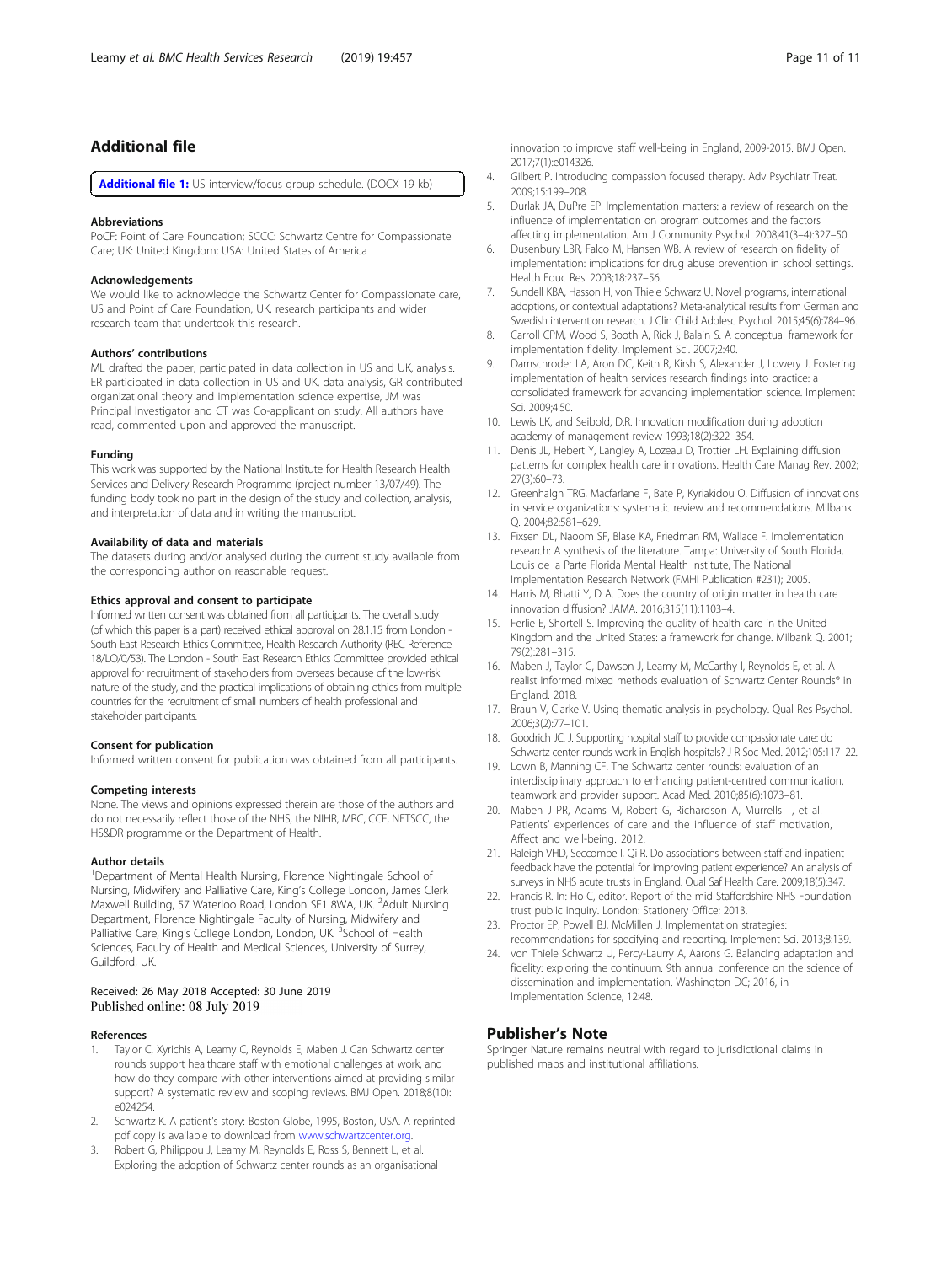## Additional file

**Additional file 1:** US interview/focus group schedule. (DOCX 19 kb)

### Abbreviations

PoCF: Point of Care Foundation; SCCC: Schwartz Centre for Compassionate Care; UK: United Kingdom; USA: United States of America

### Acknowledgements

We would like to acknowledge the Schwartz Center for Compassionate care, US and Point of Care Foundation, UK, research participants and wider research team that undertook this research.

### Authors' contributions

ML drafted the paper, participated in data collection in US and UK, analysis. ER participated in data collection in US and UK, data analysis, GR contributed organizational theory and implementation science expertise, JM was Principal Investigator and CT was Co-applicant on study. All authors have read, commented upon and approved the manuscript.

### Funding

This work was supported by the National Institute for Health Research Health Services and Delivery Research Programme (project number 13/07/49). The funding body took no part in the design of the study and collection, analysis, and interpretation of data and in writing the manuscript.

### Availability of data and materials

The datasets during and/or analysed during the current study available from the corresponding author on reasonable request.

### Ethics approval and consent to participate

Informed written consent was obtained from all participants. The overall study (of which this paper is a part) received ethical approval on 28.1.15 from London - South East Research Ethics Committee, Health Research Authority (REC Reference 18/LO/0/53). The London - South East Research Ethics Committee provided ethical approval for recruitment of stakeholders from overseas because of the low-risk nature of the study, and the practical implications of obtaining ethics from multiple countries for the recruitment of small numbers of health professional and stakeholder participants.

### Consent for publication

Informed written consent for publication was obtained from all participants.

### Competing interests

None. The views and opinions expressed therein are those of the authors and do not necessarily reflect those of the NHS, the NIHR, MRC, CCF, NETSCC, the HS&DR programme or the Department of Health.

### Author details

[1]Department of Mental Health Nursing, Florence Nightingale School of Nursing, Midwifery and Palliative Care, King's College London, James Clerk Maxwell Building, 57 Waterloo Road, London SE1 8WA, UK. [2]Adult Nursing Department, Florence Nightingale Faculty of Nursing, Midwifery and Palliative Care, King's College London, London, UK. [3]School of Health Sciences, Faculty of Health and Medical Sciences, University of Surrey, Guildford, UK.

Received: 26 May 2018 Accepted: 30 June 2019
Published online: 08 July 2019

### References

1. Taylor C, Xyrichis A, Leamy C, Reynolds E, Maben J. Can Schwartz center rounds support healthcare staff with emotional challenges at work, and how do they compare with other interventions aimed at providing similar support? A systematic review and scoping reviews. BMJ Open. 2018;8(10): e024254.
2. Schwartz K. A patient's story: Boston Globe, 1995, Boston, USA. A reprinted pdf copy is available to download from www.schwartzcenter.org.
3. Robert G, Philippou J, Leamy M, Reynolds E, Ross S, Bennett L, et al. Exploring the adoption of Schwartz center rounds as an organisational innovation to improve staff well-being in England, 2009-2015. BMJ Open. 2017;7(1):e014326.
4. Gilbert P. Introducing compassion focused therapy. Adv Psychiatr Treat. 2009;15:199–208.
5. Durlak JA, DuPre EP. Implementation matters: a review of research on the influence of implementation on program outcomes and the factors affecting implementation. Am J Community Psychol. 2008;41(3–4):327–50.
6. Dusenbury LBR, Falco M, Hansen WB. A review of research on fidelity of implementation: implications for drug abuse prevention in school settings. Health Educ Res. 2003;18:237–56.
7. Sundell KBA, Hasson H, von Thiele Schwarz U. Novel programs, international adoptions, or contextual adaptations? Meta-analytical results from German and Swedish intervention research. J Clin Child Adolesc Psychol. 2015;45(6):784–96.
8. Carroll CPM, Wood S, Booth A, Rick J, Balain S. A conceptual framework for implementation fidelity. Implement Sci. 2007;2:40.
9. Damschroder LA, Aron DC, Keith R, Kirsh S, Alexander J, Lowery J. Fostering implementation of health services research findings into practice: a consolidated framework for advancing implementation science. Implement Sci. 2009;4:50.
10. Lewis LK, and Seibold, D.R. Innovation modification during adoption academy of management review 1993;18(2):322–354.
11. Denis JL, Hebert Y, Langley A, Lozeau D, Trottier LH. Explaining diffusion patterns for complex health care innovations. Health Care Manag Rev. 2002; 27(3):60–73.
12. Greenhalgh TRG, Macfarlane F, Bate P, Kyriakidou O. Diffusion of innovations in service organizations: systematic review and recommendations. Milbank Q. 2004;82:581–629.
13. Fixsen DL, Naoom SF, Blase KA, Friedman RM, Wallace F. Implementation research: A synthesis of the literature. Tampa: University of South Florida, Louis de la Parte Florida Mental Health Institute, The National Implementation Research Network (FMHI Publication #231); 2005.
14. Harris M, Bhatti Y, D A. Does the country of origin matter in health care innovation diffusion? JAMA. 2016;315(11):1103–4.
15. Ferlie E, Shortell S. Improving the quality of health care in the United Kingdom and the United States: a framework for change. Milbank Q. 2001; 79(2):281–315.
16. Maben J, Taylor C, Dawson J, Leamy M, McCarthy I, Reynolds E, et al. A realist informed mixed methods evaluation of Schwartz Center Rounds® in England. 2018.
17. Braun V, Clarke V. Using thematic analysis in psychology. Qual Res Psychol. 2006;3(2):77–101.
18. Goodrich JC. J. Supporting hospital staff to provide compassionate care: do Schwartz center rounds work in English hospitals? J R Soc Med. 2012;105:117–22.
19. Lown B, Manning CF. The Schwartz center rounds: evaluation of an interdisciplinary approach to enhancing patient-centred communication, teamwork and provider support. Acad Med. 2010;85(6):1073–81.
20. Maben J PR, Adams M, Robert G, Richardson A, Murrells T, et al. Patients' experiences of care and the influence of staff motivation, Affect and well-being. 2012.
21. Raleigh VHD, Seccombe I, Qi R. Do associations between staff and inpatient feedback have the potential for improving patient experience? An analysis of surveys in NHS acute trusts in England. Qual Saf Health Care. 2009;18(5):347.
22. Francis R. In: Ho C, editor. Report of the mid Staffordshire NHS Foundation trust public inquiry. London: Stationery Office; 2013.
23. Proctor EP, Powell BJ, McMillen J. Implementation strategies: recommendations for specifying and reporting. Implement Sci. 2013;8:139.
24. von Thiele Schwartz U, Percy-Laurry A, Aarons G. Balancing adaptation and fidelity: exploring the continuum. 9th annual conference on the science of dissemination and implementation. Washington DC; 2016, in Implementation Science, 12:48.

## Publisher's Note

Springer Nature remains neutral with regard to jurisdictional claims in published maps and institutional affiliations.